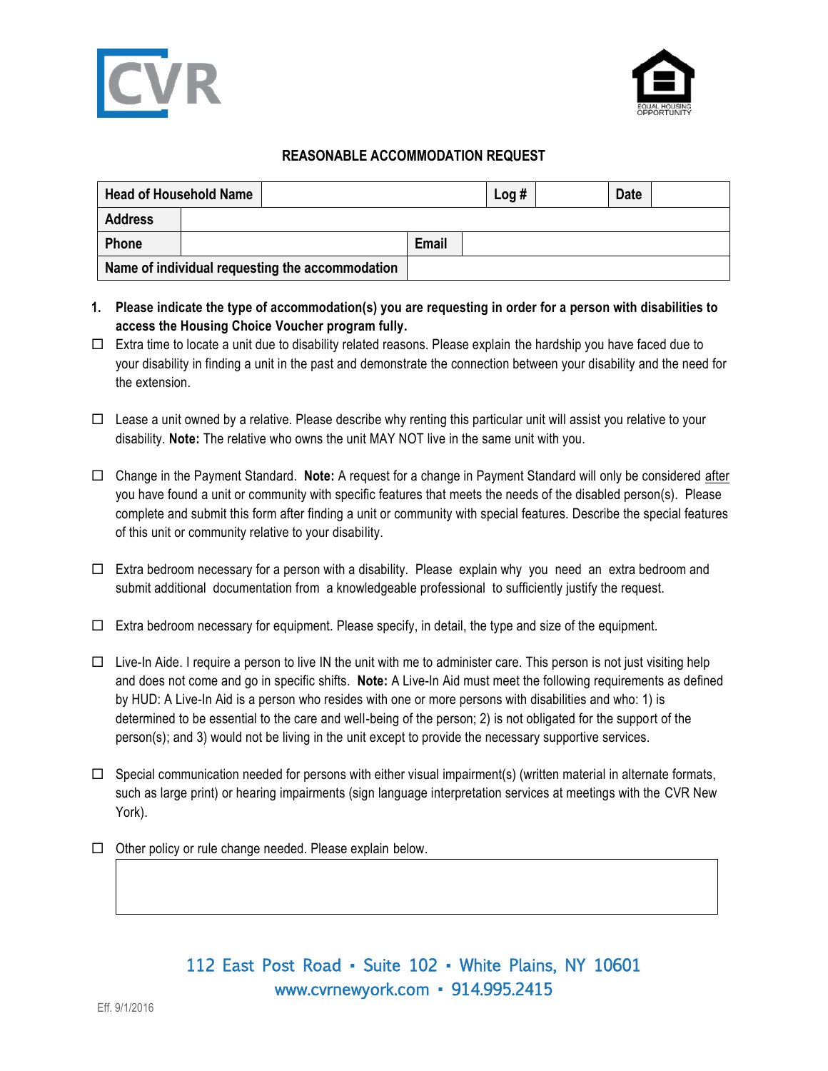CVR

EQUAL HOUSING OPPORTUNITY

## REASONABLE ACCOMMODATION REQUEST

| Head of Household Name | | Log # | | Date | |
|---|---|---|---|---|---|
| Address | | | | | |
| Phone | | Email | | | |
| Name of individual requesting the accommodation | | | | | |

1. **Please indicate the type of accommodation(s) you are requesting in order for a person with disabilities to access the Housing Choice Voucher program fully.**

☐ Extra time to locate a unit due to disability related reasons. Please explain the hardship you have faced due to your disability in finding a unit in the past and demonstrate the connection between your disability and the need for the extension.

☐ Lease a unit owned by a relative. Please describe why renting this particular unit will assist you relative to your disability. **Note:** The relative who owns the unit MAY NOT live in the same unit with you.

☐ Change in the Payment Standard. **Note:** A request for a change in Payment Standard will only be considered after you have found a unit or community with specific features that meets the needs of the disabled person(s). Please complete and submit this form after finding a unit or community with special features. Describe the special features of this unit or community relative to your disability.

☐ Extra bedroom necessary for a person with a disability. Please explain why you need an extra bedroom and submit additional documentation from a knowledgeable professional to sufficiently justify the request.

☐ Extra bedroom necessary for equipment. Please specify, in detail, the type and size of the equipment.

☐ Live-In Aide. I require a person to live IN the unit with me to administer care. This person is not just visiting help and does not come and go in specific shifts. **Note:** A Live-In Aid must meet the following requirements as defined by HUD: A Live-In Aid is a person who resides with one or more persons with disabilities and who: 1) is determined to be essential to the care and well-being of the person; 2) is not obligated for the support of the person(s); and 3) would not be living in the unit except to provide the necessary supportive services.

☐ Special communication needed for persons with either visual impairment(s) (written material in alternate formats, such as large print) or hearing impairments (sign language interpretation services at meetings with the CVR New York).

☐ Other policy or rule change needed. Please explain below.

| |
|---|
| |

112 East Post Road ▪ Suite 102 ▪ White Plains, NY 10601
www.cvrnewyork.com ▪ 914.995.2415

Eff. 9/1/2016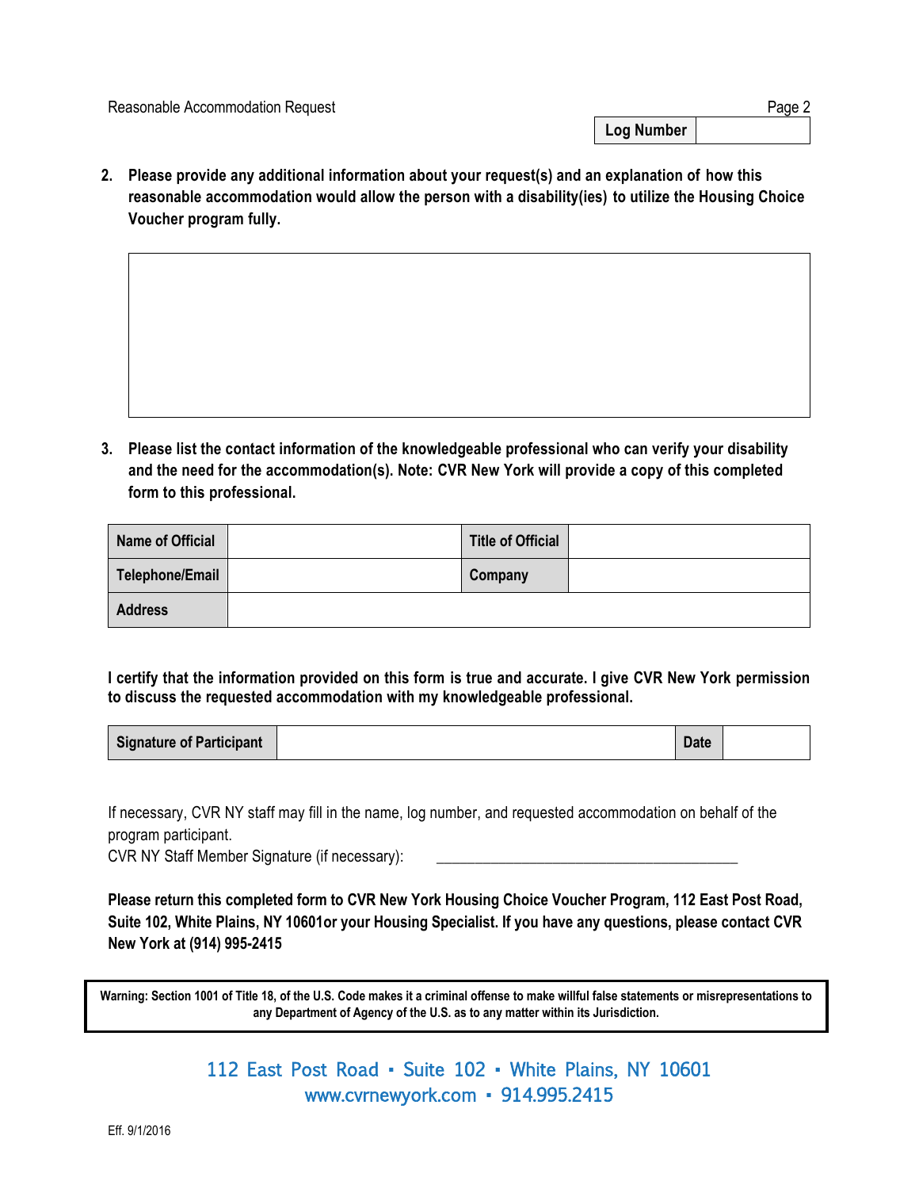| Log Number | |
|---|---|

**2. Please provide any additional information about your request(s) and an explanation of how this reasonable accommodation would allow the person with a disability(ies) to utilize the Housing Choice Voucher program fully.**

**3. Please list the contact information of the knowledgeable professional who can verify your disability and the need for the accommodation(s). Note: CVR New York will provide a copy of this completed form to this professional.**

| | | | |
|---|---|---|---|
| **Name of Official** | | **Title of Official** | |
| **Telephone/Email** | | **Company** | |
| **Address** | | | |

**I certify that the information provided on this form is true and accurate. I give CVR New York permission to discuss the requested accommodation with my knowledgeable professional.**

| | | | |
|---|---|---|---|
| **Signature of Participant** | | **Date** | |

If necessary, CVR NY staff may fill in the name, log number, and requested accommodation on behalf of the program participant.
CVR NY Staff Member Signature (if necessary): ______________________________________

**Please return this completed form to CVR New York Housing Choice Voucher Program, 112 East Post Road, Suite 102, White Plains, NY 10601or your Housing Specialist. If you have any questions, please contact CVR New York at (914) 995-2415**

**Warning: Section 1001 of Title 18, of the U.S. Code makes it a criminal offense to make willful false statements or misrepresentations to any Department of Agency of the U.S. as to any matter within its Jurisdiction.**

112 East Post Road ▪ Suite 102 ▪ White Plains, NY 10601
www.cvrnewyork.com ▪ 914.995.2415

Eff. 9/1/2016